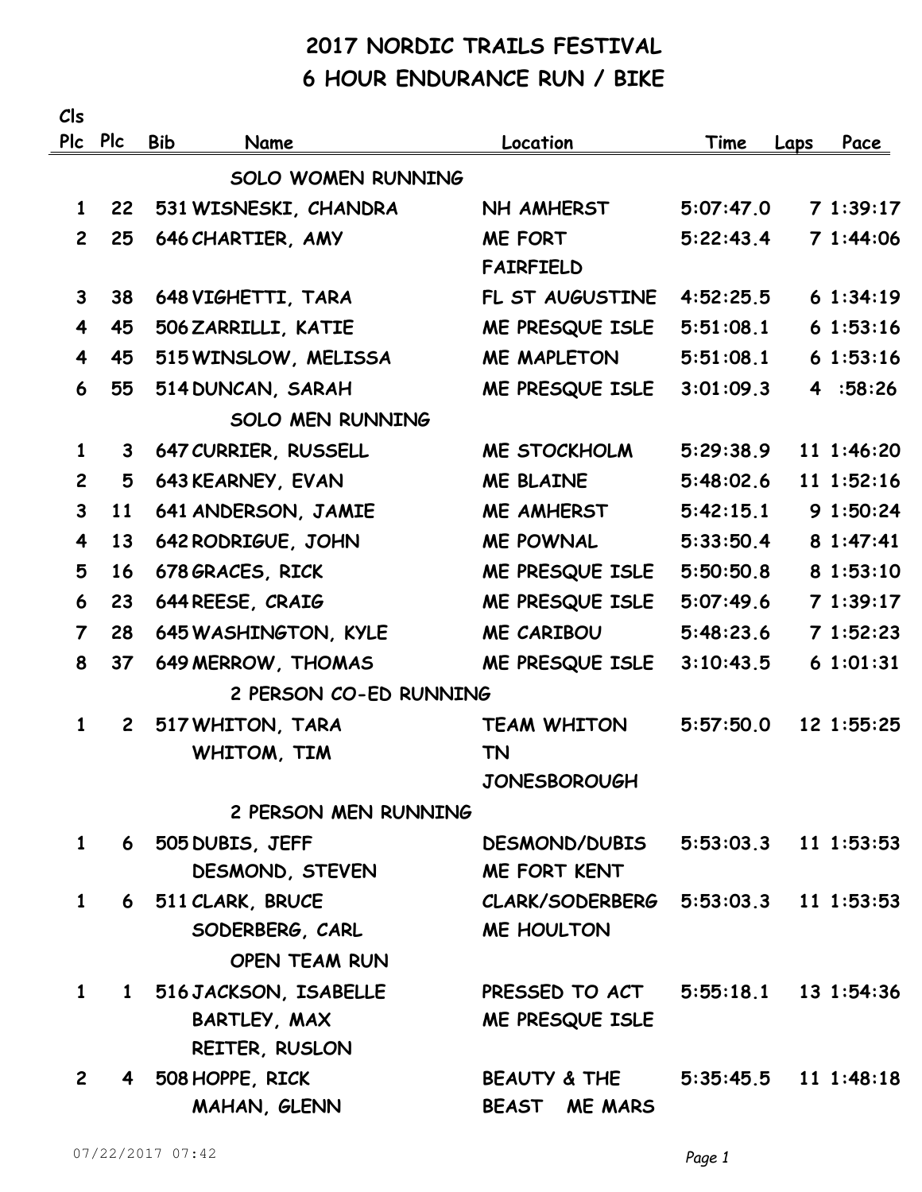# 2017 NORDIC TRAILS FESTIVAL

## 6 HOUR ENDURANCE RUN / BIKE

| Cls Plc | Plc | Bib | Name | Location | Time | Laps | Pace |
|---|---|---|---|---|---|---|---|
| | | | **SOLO WOMEN RUNNING** | | | | |
| 1 | 22 | 531 | WISNESKI, CHANDRA | NH AMHERST | 5:07:47.0 | 7 | 1:39:17 |
| 2 | 25 | 646 | CHARTIER, AMY | ME FORT FAIRFIELD | 5:22:43.4 | 7 | 1:44:06 |
| 3 | 38 | 648 | VIGHETTI, TARA | FL ST AUGUSTINE | 4:52:25.5 | 6 | 1:34:19 |
| 4 | 45 | 506 | ZARRILLI, KATIE | ME PRESQUE ISLE | 5:51:08.1 | 6 | 1:53:16 |
| 4 | 45 | 515 | WINSLOW, MELISSA | ME MAPLETON | 5:51:08.1 | 6 | 1:53:16 |
| 6 | 55 | 514 | DUNCAN, SARAH | ME PRESQUE ISLE | 3:01:09.3 | 4 | :58:26 |
| | | | **SOLO MEN RUNNING** | | | | |
| 1 | 3 | 647 | CURRIER, RUSSELL | ME STOCKHOLM | 5:29:38.9 | 11 | 1:46:20 |
| 2 | 5 | 643 | KEARNEY, EVAN | ME BLAINE | 5:48:02.6 | 11 | 1:52:16 |
| 3 | 11 | 641 | ANDERSON, JAMIE | ME AMHERST | 5:42:15.1 | 9 | 1:50:24 |
| 4 | 13 | 642 | RODRIGUE, JOHN | ME POWNAL | 5:33:50.4 | 8 | 1:47:41 |
| 5 | 16 | 678 | GRACES, RICK | ME PRESQUE ISLE | 5:50:50.8 | 8 | 1:53:10 |
| 6 | 23 | 644 | REESE, CRAIG | ME PRESQUE ISLE | 5:07:49.6 | 7 | 1:39:17 |
| 7 | 28 | 645 | WASHINGTON, KYLE | ME CARIBOU | 5:48:23.6 | 7 | 1:52:23 |
| 8 | 37 | 649 | MERROW, THOMAS | ME PRESQUE ISLE | 3:10:43.5 | 6 | 1:01:31 |
| | | | **2 PERSON CO-ED RUNNING** | | | | |
| 1 | 2 | 517 | WHITON, TARA<br>WHITOM, TIM | TEAM WHITON<br>TN JONESBOROUGH | 5:57:50.0 | 12 | 1:55:25 |
| | | | **2 PERSON MEN RUNNING** | | | | |
| 1 | 6 | 505 | DUBIS, JEFF<br>DESMOND, STEVEN | DESMOND/DUBIS<br>ME FORT KENT | 5:53:03.3 | 11 | 1:53:53 |
| 1 | 6 | 511 | CLARK, BRUCE<br>SODERBERG, CARL | CLARK/SODERBERG<br>ME HOULTON | 5:53:03.3 | 11 | 1:53:53 |
| | | | **OPEN TEAM RUN** | | | | |
| 1 | 1 | 516 | JACKSON, ISABELLE<br>BARTLEY, MAX<br>REITER, RUSLON | PRESSED TO ACT<br>ME PRESQUE ISLE | 5:55:18.1 | 13 | 1:54:36 |
| 2 | 4 | 508 | HOPPE, RICK<br>MAHAN, GLENN | BEAUTY & THE BEAST ME MARS | 5:35:45.5 | 11 | 1:48:18 |

07/22/2017 07:42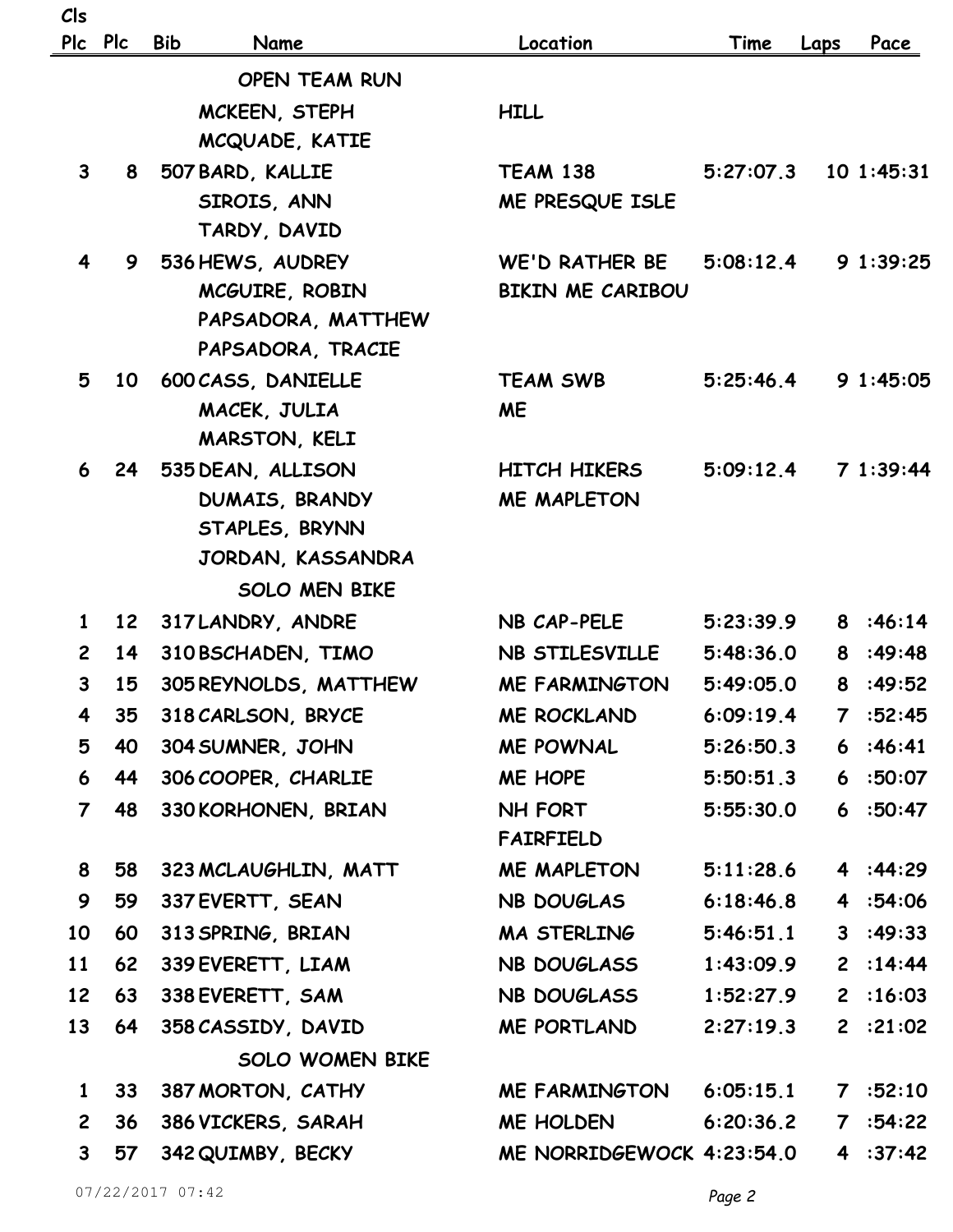| Cls Plc | Plc | Bib | Name | Location | Time | Laps | Pace |
|---|---|---|---|---|---|---|---|
| | | | OPEN TEAM RUN | | | | |
| | | | MCKEEN, STEPH | HILL | | | |
| | | | MCQUADE, KATIE | | | | |
| 3 | 8 | 507 | BARD, KALLIE | TEAM 138 | 5:27:07.3 | 10 | 1:45:31 |
| | | | SIROIS, ANN | ME PRESQUE ISLE | | | |
| | | | TARDY, DAVID | | | | |
| 4 | 9 | 536 | HEWS, AUDREY | WE'D RATHER BE | 5:08:12.4 | 9 | 1:39:25 |
| | | | MCGUIRE, ROBIN | BIKIN ME CARIBOU | | | |
| | | | PAPSADORA, MATTHEW | | | | |
| | | | PAPSADORA, TRACIE | | | | |
| 5 | 10 | 600 | CASS, DANIELLE | TEAM SWB | 5:25:46.4 | 9 | 1:45:05 |
| | | | MACEK, JULIA | ME | | | |
| | | | MARSTON, KELI | | | | |
| 6 | 24 | 535 | DEAN, ALLISON | HITCH HIKERS | 5:09:12.4 | 7 | 1:39:44 |
| | | | DUMAIS, BRANDY | ME MAPLETON | | | |
| | | | STAPLES, BRYNN | | | | |
| | | | JORDAN, KASSANDRA | | | | |
| | | | SOLO MEN BIKE | | | | |
| 1 | 12 | 317 | LANDRY, ANDRE | NB CAP-PELE | 5:23:39.9 | 8 | :46:14 |
| 2 | 14 | 310 | BSCHADEN, TIMO | NB STILESVILLE | 5:48:36.0 | 8 | :49:48 |
| 3 | 15 | 305 | REYNOLDS, MATTHEW | ME FARMINGTON | 5:49:05.0 | 8 | :49:52 |
| 4 | 35 | 318 | CARLSON, BRYCE | ME ROCKLAND | 6:09:19.4 | 7 | :52:45 |
| 5 | 40 | 304 | SUMNER, JOHN | ME POWNAL | 5:26:50.3 | 6 | :46:41 |
| 6 | 44 | 306 | COOPER, CHARLIE | ME HOPE | 5:50:51.3 | 6 | :50:07 |
| 7 | 48 | 330 | KORHONEN, BRIAN | NH FORT FAIRFIELD | 5:55:30.0 | 6 | :50:47 |
| 8 | 58 | 323 | MCLAUGHLIN, MATT | ME MAPLETON | 5:11:28.6 | 4 | :44:29 |
| 9 | 59 | 337 | EVERTT, SEAN | NB DOUGLAS | 6:18:46.8 | 4 | :54:06 |
| 10 | 60 | 313 | SPRING, BRIAN | MA STERLING | 5:46:51.1 | 3 | :49:33 |
| 11 | 62 | 339 | EVERETT, LIAM | NB DOUGLASS | 1:43:09.9 | 2 | :14:44 |
| 12 | 63 | 338 | EVERETT, SAM | NB DOUGLASS | 1:52:27.9 | 2 | :16:03 |
| 13 | 64 | 358 | CASSIDY, DAVID | ME PORTLAND | 2:27:19.3 | 2 | :21:02 |
| | | | SOLO WOMEN BIKE | | | | |
| 1 | 33 | 387 | MORTON, CATHY | ME FARMINGTON | 6:05:15.1 | 7 | :52:10 |
| 2 | 36 | 386 | VICKERS, SARAH | ME HOLDEN | 6:20:36.2 | 7 | :54:22 |
| 3 | 57 | 342 | QUIMBY, BECKY | ME NORRIDGEWOCK | 4:23:54.0 | 4 | :37:42 |

07/22/2017 07:42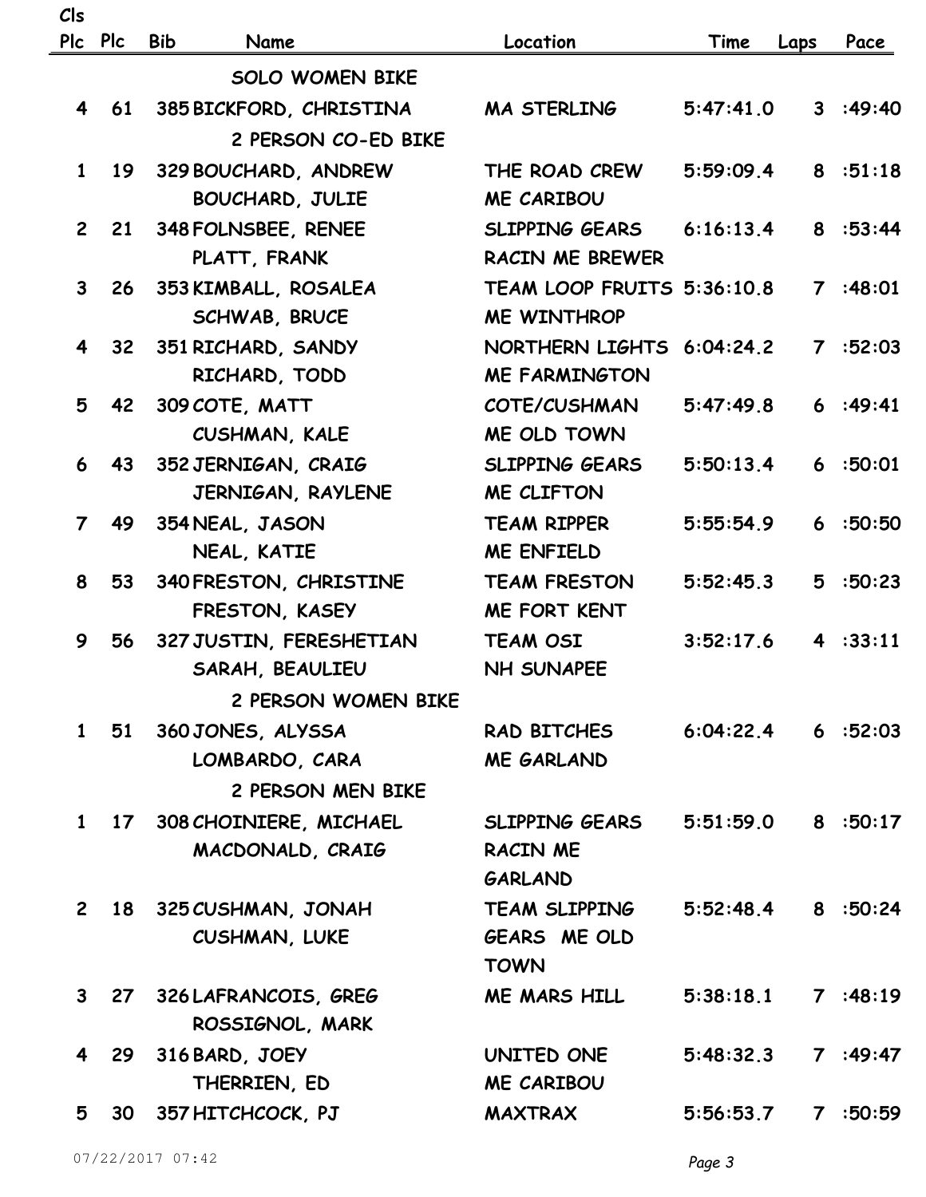| Cls Plc | Plc | Bib | Name | Location | Time | Laps | Pace |
|---|---|---|---|---|---|---|---|
| | | | SOLO WOMEN BIKE | | | | |
| 4 | 61 | 385 | BICKFORD, CHRISTINA | MA STERLING | 5:47:41.0 | 3 | :49:40 |
| | | | 2 PERSON CO-ED BIKE | | | | |
| 1 | 19 | 329 | BOUCHARD, ANDREW | THE ROAD CREW | 5:59:09.4 | 8 | :51:18 |
| | | | BOUCHARD, JULIE | ME CARIBOU | | | |
| 2 | 21 | 348 | FOLNSBEE, RENEE | SLIPPING GEARS | 6:16:13.4 | 8 | :53:44 |
| | | | PLATT, FRANK | RACIN ME BREWER | | | |
| 3 | 26 | 353 | KIMBALL, ROSALEA | TEAM LOOP FRUITS | 5:36:10.8 | 7 | :48:01 |
| | | | SCHWAB, BRUCE | ME WINTHROP | | | |
| 4 | 32 | 351 | RICHARD, SANDY | NORTHERN LIGHTS | 6:04:24.2 | 7 | :52:03 |
| | | | RICHARD, TODD | ME FARMINGTON | | | |
| 5 | 42 | 309 | COTE, MATT | COTE/CUSHMAN | 5:47:49.8 | 6 | :49:41 |
| | | | CUSHMAN, KALE | ME OLD TOWN | | | |
| 6 | 43 | 352 | JERNIGAN, CRAIG | SLIPPING GEARS | 5:50:13.4 | 6 | :50:01 |
| | | | JERNIGAN, RAYLENE | ME CLIFTON | | | |
| 7 | 49 | 354 | NEAL, JASON | TEAM RIPPER | 5:55:54.9 | 6 | :50:50 |
| | | | NEAL, KATIE | ME ENFIELD | | | |
| 8 | 53 | 340 | FRESTON, CHRISTINE | TEAM FRESTON | 5:52:45.3 | 5 | :50:23 |
| | | | FRESTON, KASEY | ME FORT KENT | | | |
| 9 | 56 | 327 | JUSTIN, FERESHETIAN | TEAM OSI | 3:52:17.6 | 4 | :33:11 |
| | | | SARAH, BEAULIEU | NH SUNAPEE | | | |
| | | | 2 PERSON WOMEN BIKE | | | | |
| 1 | 51 | 360 | JONES, ALYSSA | RAD BITCHES | 6:04:22.4 | 6 | :52:03 |
| | | | LOMBARDO, CARA | ME GARLAND | | | |
| | | | 2 PERSON MEN BIKE | | | | |
| 1 | 17 | 308 | CHOINIERE, MICHAEL | SLIPPING GEARS | 5:51:59.0 | 8 | :50:17 |
| | | | MACDONALD, CRAIG | RACIN ME GARLAND | | | |
| 2 | 18 | 325 | CUSHMAN, JONAH | TEAM SLIPPING GEARS ME OLD TOWN | 5:52:48.4 | 8 | :50:24 |
| | | | CUSHMAN, LUKE | | | | |
| 3 | 27 | 326 | LAFRANCOIS, GREG | ME MARS HILL | 5:38:18.1 | 7 | :48:19 |
| | | | ROSSIGNOL, MARK | | | | |
| 4 | 29 | 316 | BARD, JOEY | UNITED ONE | 5:48:32.3 | 7 | :49:47 |
| | | | THERRIEN, ED | ME CARIBOU | | | |
| 5 | 30 | 357 | HITCHCOCK, PJ | MAXTRAX | 5:56:53.7 | 7 | :50:59 |

07/22/2017 07:42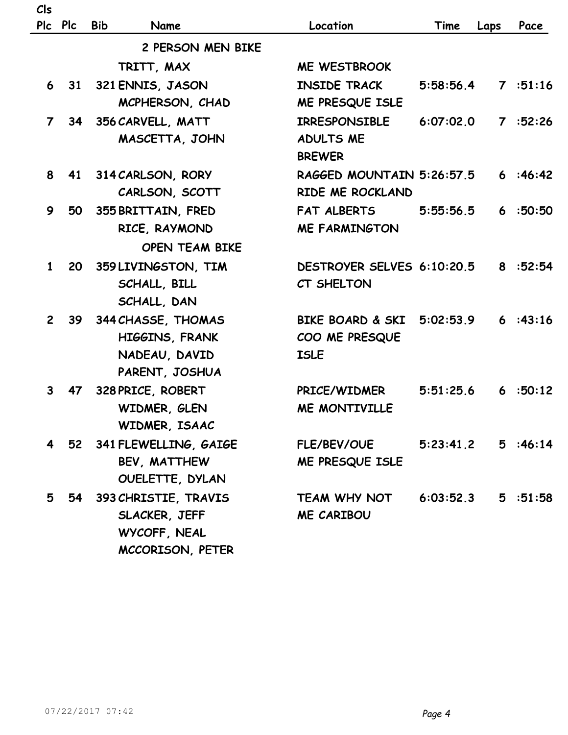| Cls Plc | Plc | Bib | Name | Location | Time | Laps | Pace |
|---|---|---|---|---|---|---|---|
| | | | **2 PERSON MEN BIKE** | | | | |
| | | | TRITT, MAX | ME WESTBROOK | | | |
| 6 | 31 | 321 | ENNIS, JASON | INSIDE TRACK | 5:58:56.4 | 7 | :51:16 |
| | | | MCPHERSON, CHAD | ME PRESQUE ISLE | | | |
| 7 | 34 | 356 | CARVELL, MATT | IRRESPONSIBLE | 6:07:02.0 | 7 | :52:26 |
| | | | MASCETTA, JOHN | ADULTS ME | | | |
| | | | | BREWER | | | |
| 8 | 41 | 314 | CARLSON, RORY | RAGGED MOUNTAIN | 5:26:57.5 | 6 | :46:42 |
| | | | CARLSON, SCOTT | RIDE ME ROCKLAND | | | |
| 9 | 50 | 355 | BRITTAIN, FRED | FAT ALBERTS | 5:55:56.5 | 6 | :50:50 |
| | | | RICE, RAYMOND | ME FARMINGTON | | | |
| | | | **OPEN TEAM BIKE** | | | | |
| 1 | 20 | 359 | LIVINGSTON, TIM | DESTROYER SELVES | 6:10:20.5 | 8 | :52:54 |
| | | | SCHALL, BILL | CT SHELTON | | | |
| | | | SCHALL, DAN | | | | |
| 2 | 39 | 344 | CHASSE, THOMAS | BIKE BOARD & SKI | 5:02:53.9 | 6 | :43:16 |
| | | | HIGGINS, FRANK | COO ME PRESQUE | | | |
| | | | NADEAU, DAVID | ISLE | | | |
| | | | PARENT, JOSHUA | | | | |
| 3 | 47 | 328 | PRICE, ROBERT | PRICE/WIDMER | 5:51:25.6 | 6 | :50:12 |
| | | | WIDMER, GLEN | ME MONTIVILLE | | | |
| | | | WIDMER, ISAAC | | | | |
| 4 | 52 | 341 | FLEWELLING, GAIGE | FLE/BEV/OUE | 5:23:41.2 | 5 | :46:14 |
| | | | BEV, MATTHEW | ME PRESQUE ISLE | | | |
| | | | OUELETTE, DYLAN | | | | |
| 5 | 54 | 393 | CHRISTIE, TRAVIS | TEAM WHY NOT | 6:03:52.3 | 5 | :51:58 |
| | | | SLACKER, JEFF | ME CARIBOU | | | |
| | | | WYCOFF, NEAL | | | | |
| | | | MCCORISON, PETER | | | | |

07/22/2017 07:42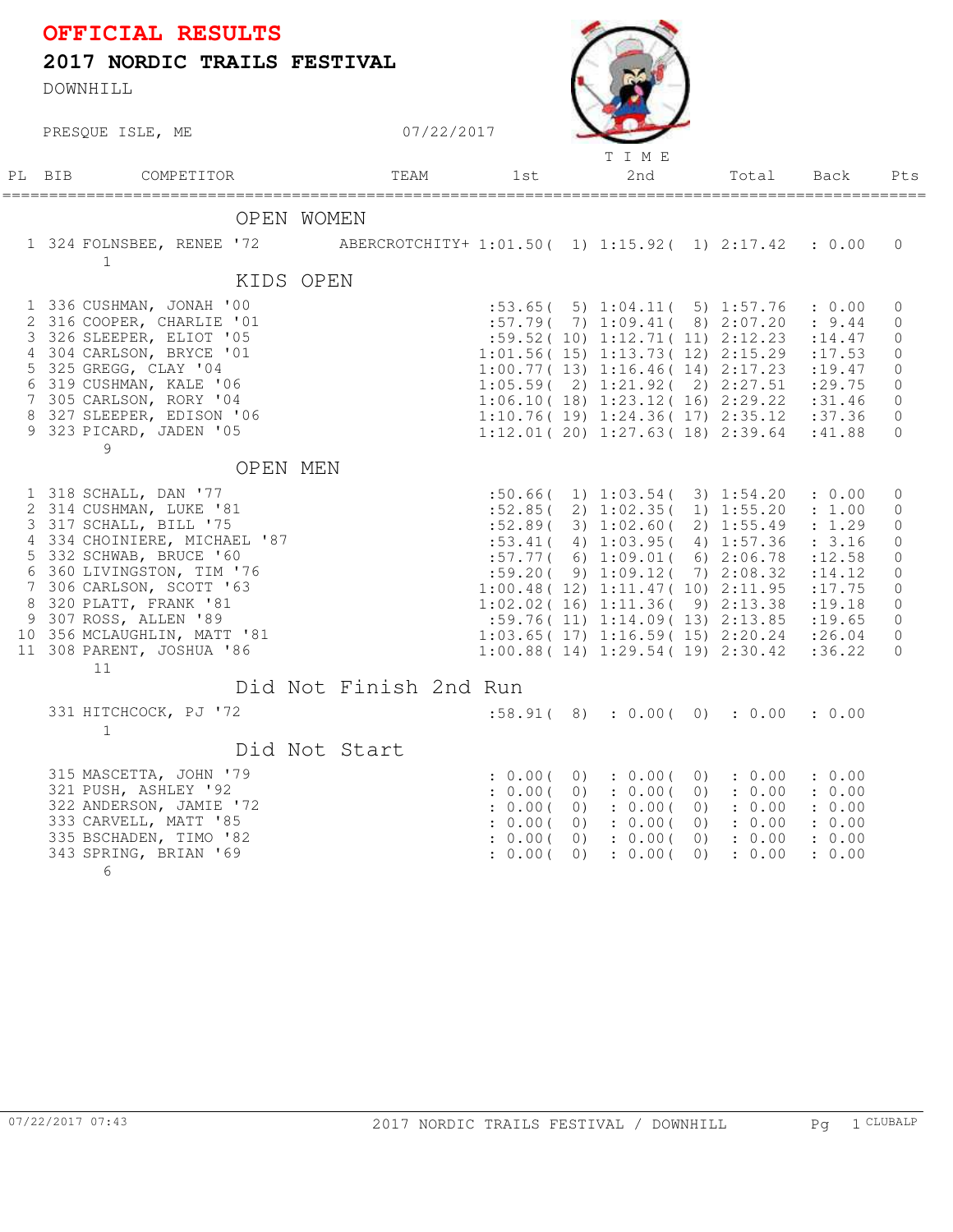# OFFICIAL RESULTS

## 2017 NORDIC TRAILS FESTIVAL

DOWNHILL

PRESQUE ISLE, ME 07/22/2017

| PL | BIB | COMPETITOR | TEAM | 1st | 2nd | Total | Back | Pts |
|---|---|---|---|---|---|---|---|---|
| | | **OPEN WOMEN** | | | | | | |
| 1 | 324 | FOLNSBEE, RENEE '72 | ABERCROTCHITY+ | 1:01.50( 1) | 1:15.92( 1) | 2:17.42 | : 0.00 | 0 |
| | 1 | | | | | | | |
| | | **KIDS OPEN** | | | | | | |
| 1 | 336 | CUSHMAN, JONAH '00 | | :53.65( 5) | 1:04.11( 5) | 1:57.76 | : 0.00 | 0 |
| 2 | 316 | COOPER, CHARLIE '01 | | :57.79( 7) | 1:09.41( 8) | 2:07.20 | : 9.44 | 0 |
| 3 | 326 | SLEEPER, ELIOT '05 | | :59.52( 10) | 1:12.71( 11) | 2:12.23 | :14.47 | 0 |
| 4 | 304 | CARLSON, BRYCE '01 | | 1:01.56( 15) | 1:13.73( 12) | 2:15.29 | :17.53 | 0 |
| 5 | 325 | GREGG, CLAY '04 | | 1:00.77( 13) | 1:16.46( 14) | 2:17.23 | :19.47 | 0 |
| 6 | 319 | CUSHMAN, KALE '06 | | 1:05.59( 2) | 1:21.92( 2) | 2:27.51 | :29.75 | 0 |
| 7 | 305 | CARLSON, RORY '04 | | 1:06.10( 18) | 1:23.12( 16) | 2:29.22 | :31.46 | 0 |
| 8 | 327 | SLEEPER, EDISON '06 | | 1:10.76( 19) | 1:24.36( 17) | 2:35.12 | :37.36 | 0 |
| 9 | 323 | PICARD, JADEN '05 | | 1:12.01( 20) | 1:27.63( 18) | 2:39.64 | :41.88 | 0 |
| | 9 | | | | | | | |
| | | **OPEN MEN** | | | | | | |
| 1 | 318 | SCHALL, DAN '77 | | :50.66( 1) | 1:03.54( 3) | 1:54.20 | : 0.00 | 0 |
| 2 | 314 | CUSHMAN, LUKE '81 | | :52.85( 2) | 1:02.35( 1) | 1:55.20 | : 1.00 | 0 |
| 3 | 317 | SCHALL, BILL '75 | | :52.89( 3) | 1:02.60( 2) | 1:55.49 | : 1.29 | 0 |
| 4 | 334 | CHOINIERE, MICHAEL '87 | | :53.41( 4) | 1:03.95( 4) | 1:57.36 | : 3.16 | 0 |
| 5 | 332 | SCHWAB, BRUCE '60 | | :57.77( 6) | 1:09.01( 6) | 2:06.78 | :12.58 | 0 |
| 6 | 360 | LIVINGSTON, TIM '76 | | :59.20( 9) | 1:09.12( 7) | 2:08.32 | :14.12 | 0 |
| 7 | 306 | CARLSON, SCOTT '63 | | 1:00.48( 12) | 1:11.47( 10) | 2:11.95 | :17.75 | 0 |
| 8 | 320 | PLATT, FRANK '81 | | 1:02.02( 16) | 1:11.36( 9) | 2:13.38 | :19.18 | 0 |
| 9 | 307 | ROSS, ALLEN '89 | | :59.76( 11) | 1:14.09( 13) | 2:13.85 | :19.65 | 0 |
| 10 | 356 | MCLAUGHLIN, MATT '81 | | 1:03.65( 17) | 1:16.59( 15) | 2:20.24 | :26.04 | 0 |
| 11 | 308 | PARENT, JOSHUA '86 | | 1:00.88( 14) | 1:29.54( 19) | 2:30.42 | :36.22 | 0 |
| | 11 | | | | | | | |
| | | **Did Not Finish 2nd Run** | | | | | | |
| | 331 | HITCHCOCK, PJ '72 | | :58.91( 8) | : 0.00( 0) | : 0.00 | : 0.00 | |
| | 1 | | | | | | | |
| | | **Did Not Start** | | | | | | |
| | 315 | MASCETTA, JOHN '79 | | : 0.00( 0) | : 0.00( 0) | : 0.00 | : 0.00 | |
| | 321 | PUSH, ASHLEY '92 | | : 0.00( 0) | : 0.00( 0) | : 0.00 | : 0.00 | |
| | 322 | ANDERSON, JAMIE '72 | | : 0.00( 0) | : 0.00( 0) | : 0.00 | : 0.00 | |
| | 333 | CARVELL, MATT '85 | | : 0.00( 0) | : 0.00( 0) | : 0.00 | : 0.00 | |
| | 335 | BSCHADEN, TIMO '82 | | : 0.00( 0) | : 0.00( 0) | : 0.00 | : 0.00 | |
| | 343 | SPRING, BRIAN '69 | | : 0.00( 0) | : 0.00( 0) | : 0.00 | : 0.00 | |
| | 6 | | | | | | | |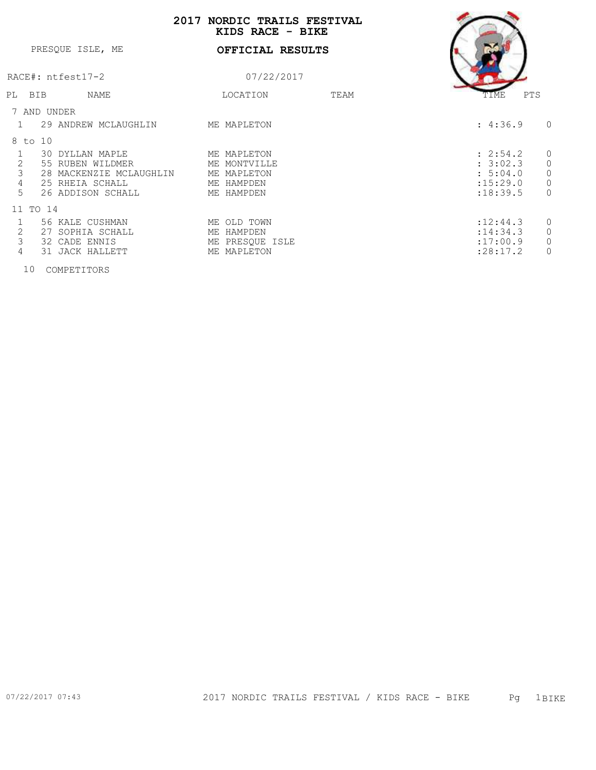# 2017 NORDIC TRAILS FESTIVAL
## KIDS RACE - BIKE

PRESQUE ISLE, ME

**OFFICIAL RESULTS**

RACE#: ntfest17-2

07/22/2017

| PL | BIB | NAME | LOCATION | TEAM | TIME | PTS |
|---|---|---|---|---|---|---|
| **7 AND UNDER** | | | | | | |
| 1 | 29 | ANDREW MCLAUGHLIN | ME MAPLETON | | : 4:36.9 | 0 |
| **8 to 10** | | | | | | |
| 1 | 30 | DYLLAN MAPLE | ME MAPLETON | | : 2:54.2 | 0 |
| 2 | 55 | RUBEN WILDMER | ME MONTVILLE | | : 3:02.3 | 0 |
| 3 | 28 | MACKENZIE MCLAUGHLIN | ME MAPLETON | | : 5:04.0 | 0 |
| 4 | 25 | RHEIA SCHALL | ME HAMPDEN | | :15:29.0 | 0 |
| 5 | 26 | ADDISON SCHALL | ME HAMPDEN | | :18:39.5 | 0 |
| **11 TO 14** | | | | | | |
| 1 | 56 | KALE CUSHMAN | ME OLD TOWN | | :12:44.3 | 0 |
| 2 | 27 | SOPHIA SCHALL | ME HAMPDEN | | :14:34.3 | 0 |
| 3 | 32 | CADE ENNIS | ME PRESQUE ISLE | | :17:00.9 | 0 |
| 4 | 31 | JACK HALLETT | ME MAPLETON | | :28:17.2 | 0 |

10 COMPETITORS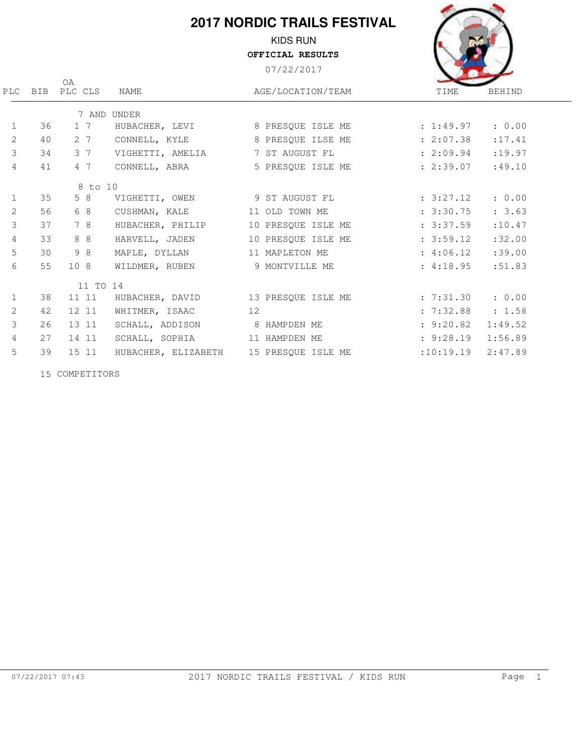# 2017 NORDIC TRAILS FESTIVAL

KIDS RUN

**OFFICIAL RESULTS**

07/22/2017

| PLC | BIB | OA PLC | CLS | NAME | AGE/LOCATION/TEAM | TIME | BEHIND |
|---|---|---|---|---|---|---|---|
| | | 7 AND UNDER | | | | | |
| 1 | 36 | 1 | 7 | HUBACHER, LEVI | 8 PRESQUE ISLE ME | : 1:49.97 | : 0.00 |
| 2 | 40 | 2 | 7 | CONNELL, KYLE | 8 PRESQUE ILSE ME | : 2:07.38 | :17.41 |
| 3 | 34 | 3 | 7 | VIGHETTI, AMELIA | 7 ST AUGUST FL | : 2:09.94 | :19.97 |
| 4 | 41 | 4 | 7 | CONNELL, ABRA | 5 PRESQUE ISLE ME | : 2:39.07 | :49.10 |
| | | 8 to 10 | | | | | |
| 1 | 35 | 5 | 8 | VIGHETTI, OWEN | 9 ST AUGUST FL | : 3:27.12 | : 0.00 |
| 2 | 56 | 6 | 8 | CUSHMAN, KALE | 11 OLD TOWN ME | : 3:30.75 | : 3.63 |
| 3 | 37 | 7 | 8 | HUBACHER, PHILIP | 10 PRESQUE ISLE ME | : 3:37.59 | :10.47 |
| 4 | 33 | 8 | 8 | HARVELL, JADEN | 10 PRESQUE ISLE ME | : 3:59.12 | :32.00 |
| 5 | 30 | 9 | 8 | MAPLE, DYLLAN | 11 MAPLETON ME | : 4:06.12 | :39.00 |
| 6 | 55 | 10 | 8 | WILDMER, RUBEN | 9 MONTVILLE ME | : 4:18.95 | :51.83 |
| | | 11 TO 14 | | | | | |
| 1 | 38 | 11 | 11 | HUBACHER, DAVID | 13 PRESQUE ISLE ME | : 7:31.30 | : 0.00 |
| 2 | 42 | 12 | 11 | WHITMER, ISAAC | 12 | : 7:32.88 | : 1.58 |
| 3 | 26 | 13 | 11 | SCHALL, ADDISON | 8 HAMPDEN ME | : 9:20.82 | 1:49.52 |
| 4 | 27 | 14 | 11 | SCHALL, SOPHIA | 11 HAMPDEN ME | : 9:28.19 | 1:56.89 |
| 5 | 39 | 15 | 11 | HUBACHER, ELIZABETH | 15 PRESQUE ISLE ME | :10:19.19 | 2:47.89 |

15 COMPETITORS